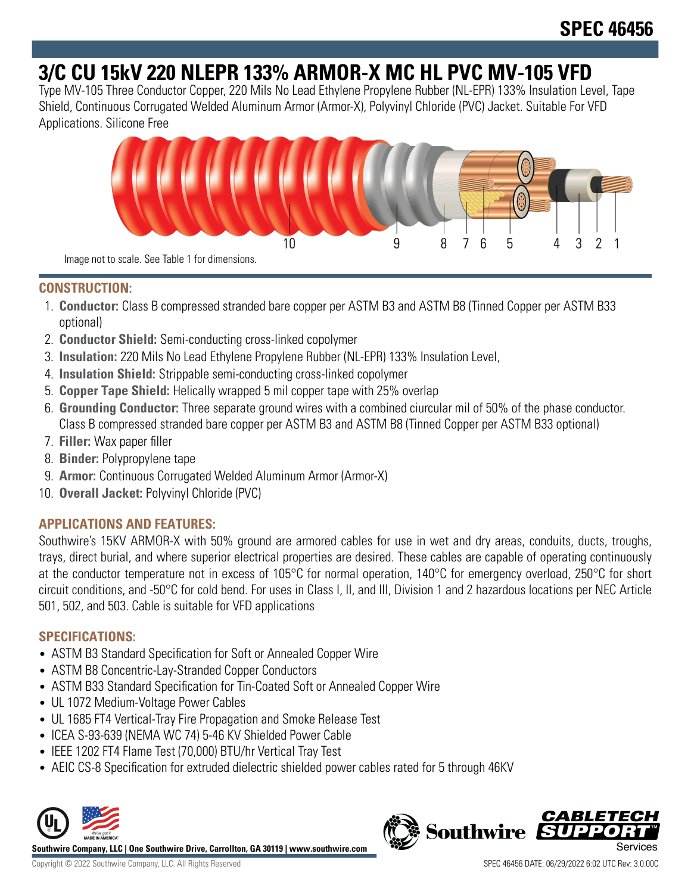# SPEC 46456

# 3/C CU 15kV 220 NLEPR 133% ARMOR-X MC HL PVC MV-105 VFD

Type MV-105 Three Conductor Copper, 220 Mils No Lead Ethylene Propylene Rubber (NL-EPR) 133% Insulation Level, Tape Shield, Continuous Corrugated Welded Aluminum Armor (Armor-X), Polyvinyl Chloride (PVC) Jacket. Suitable For VFD Applications. Silicone Free

10 9 8 7 6 5 4 3 2 1

Image not to scale. See Table 1 for dimensions.

## CONSTRUCTION:

1. **Conductor:** Class B compressed stranded bare copper per ASTM B3 and ASTM B8 (Tinned Copper per ASTM B33 optional)
2. **Conductor Shield:** Semi-conducting cross-linked copolymer
3. **Insulation:** 220 Mils No Lead Ethylene Propylene Rubber (NL-EPR) 133% Insulation Level,
4. **Insulation Shield:** Strippable semi-conducting cross-linked copolymer
5. **Copper Tape Shield:** Helically wrapped 5 mil copper tape with 25% overlap
6. **Grounding Conductor:** Three separate ground wires with a combined ciurcular mil of 50% of the phase conductor. Class B compressed stranded bare copper per ASTM B3 and ASTM B8 (Tinned Copper per ASTM B33 optional)
7. **Filler:** Wax paper filler
8. **Binder:** Polypropylene tape
9. **Armor:** Continuous Corrugated Welded Aluminum Armor (Armor-X)
10. **Overall Jacket:** Polyvinyl Chloride (PVC)

## APPLICATIONS AND FEATURES:

Southwire's 15KV ARMOR-X with 50% ground are armored cables for use in wet and dry areas, conduits, ducts, troughs, trays, direct burial, and where superior electrical properties are desired. These cables are capable of operating continuously at the conductor temperature not in excess of 105°C for normal operation, 140°C for emergency overload, 250°C for short circuit conditions, and -50°C for cold bend. For uses in Class I, II, and III, Division 1 and 2 hazardous locations per NEC Article 501, 502, and 503. Cable is suitable for VFD applications

## SPECIFICATIONS:

- ASTM B3 Standard Specification for Soft or Annealed Copper Wire
- ASTM B8 Concentric-Lay-Stranded Copper Conductors
- ASTM B33 Standard Specification for Tin-Coated Soft or Annealed Copper Wire
- UL 1072 Medium-Voltage Power Cables
- UL 1685 FT4 Vertical-Tray Fire Propagation and Smoke Release Test
- ICEA S-93-639 (NEMA WC 74) 5-46 KV Shielded Power Cable
- IEEE 1202 FT4 Flame Test (70,000) BTU/hr Vertical Tray Test
- AEIC CS-8 Specification for extruded dielectric shielded power cables rated for 5 through 46KV

**Southwire Company, LLC | One Southwire Drive, Carrollton, GA 30119 | www.southwire.com**

Copyright © 2022 Southwire Company, LLC. All Rights Reserved

SPEC 46456 DATE: 06/29/2022 6:02 UTC Rev: 3.0.00C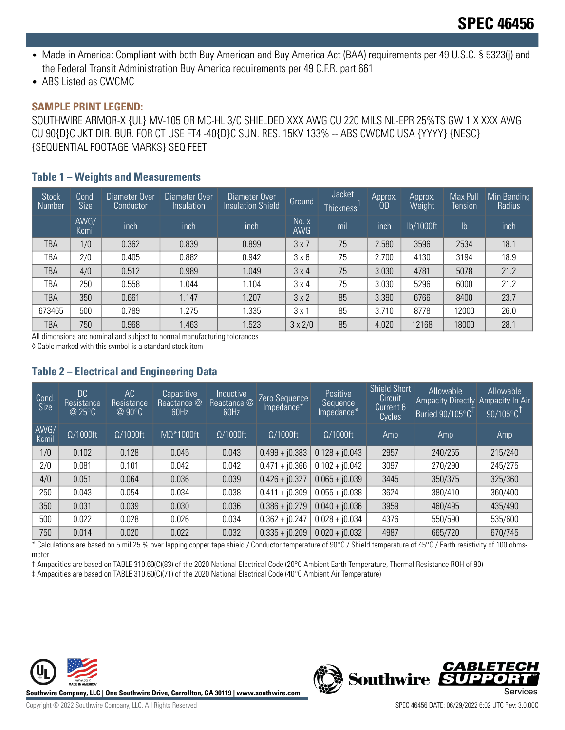- Made in America: Compliant with both Buy American and Buy America Act (BAA) requirements per 49 U.S.C. § 5323(j) and the Federal Transit Administration Buy America requirements per 49 C.F.R. part 661
- ABS Listed as CWCMC

## SAMPLE PRINT LEGEND:

SOUTHWIRE ARMOR-X {UL} MV-105 OR MC-HL 3/C SHIELDED XXX AWG CU 220 MILS NL-EPR 25%TS GW 1 X XXX AWG CU 90{D}C JKT DIR. BUR. FOR CT USE FT4 -40{D}C SUN. RES. 15KV 133% -- ABS CWCMC USA {YYYY} {NESC} {SEQUENTIAL FOOTAGE MARKS} SEQ FEET

### Table 1 – Weights and Measurements

| Stock Number | Cond. Size | Diameter Over Conductor | Diameter Over Insulation | Diameter Over Insulation Shield | Ground | Jacket Thickness[1] | Approx. OD | Approx. Weight | Max Pull Tension | Min Bending Radius |
|---|---|---|---|---|---|---|---|---|---|---|
| | AWG/ Kcmil | inch | inch | inch | No. x AWG | mil | inch | lb/1000ft | lb | inch |
| TBA | 1/0 | 0.362 | 0.839 | 0.899 | 3 x 7 | 75 | 2.580 | 3596 | 2534 | 18.1 |
| TBA | 2/0 | 0.405 | 0.882 | 0.942 | 3 x 6 | 75 | 2.700 | 4130 | 3194 | 18.9 |
| TBA | 4/0 | 0.512 | 0.989 | 1.049 | 3 x 4 | 75 | 3.030 | 4781 | 5078 | 21.2 |
| TBA | 250 | 0.558 | 1.044 | 1.104 | 3 x 4 | 75 | 3.030 | 5296 | 6000 | 21.2 |
| TBA | 350 | 0.661 | 1.147 | 1.207 | 3 x 2 | 85 | 3.390 | 6766 | 8400 | 23.7 |
| 673465 | 500 | 0.789 | 1.275 | 1.335 | 3 x 1 | 85 | 3.710 | 8778 | 12000 | 26.0 |
| TBA | 750 | 0.968 | 1.463 | 1.523 | 3 x 2/0 | 85 | 4.020 | 12168 | 18000 | 28.1 |

All dimensions are nominal and subject to normal manufacturing tolerances

◊ Cable marked with this symbol is a standard stock item

### Table 2 – Electrical and Engineering Data

| Cond. Size | DC Resistance @ 25°C | AC Resistance @ 90°C | Capacitive Reactance @ 60Hz | Inductive Reactance @ 60Hz | Zero Sequence Impedance* | Positive Sequence Impedance* | Shield Short Circuit Current 6 Cycles | Allowable Ampacity Directly Buried 90/105°C† | Allowable Ampacity In Air 90/105°C‡ |
|---|---|---|---|---|---|---|---|---|---|
| AWG/ Kcmil | Ω/1000ft | Ω/1000ft | MΩ*1000ft | Ω/1000ft | Ω/1000ft | Ω/1000ft | Amp | Amp | Amp |
| 1/0 | 0.102 | 0.128 | 0.045 | 0.043 | 0.499 + j0.383 | 0.128 + j0.043 | 2957 | 240/255 | 215/240 |
| 2/0 | 0.081 | 0.101 | 0.042 | 0.042 | 0.471 + j0.366 | 0.102 + j0.042 | 3097 | 270/290 | 245/275 |
| 4/0 | 0.051 | 0.064 | 0.036 | 0.039 | 0.426 + j0.327 | 0.065 + j0.039 | 3445 | 350/375 | 325/360 |
| 250 | 0.043 | 0.054 | 0.034 | 0.038 | 0.411 + j0.309 | 0.055 + j0.038 | 3624 | 380/410 | 360/400 |
| 350 | 0.031 | 0.039 | 0.030 | 0.036 | 0.386 + j0.279 | 0.040 + j0.036 | 3959 | 460/495 | 435/490 |
| 500 | 0.022 | 0.028 | 0.026 | 0.034 | 0.362 + j0.247 | 0.028 + j0.034 | 4376 | 550/590 | 535/600 |
| 750 | 0.014 | 0.020 | 0.022 | 0.032 | 0.335 + j0.209 | 0.020 + j0.032 | 4987 | 665/720 | 670/745 |

\* Calculations are based on 5 mil 25 % over lapping copper tape shield / Conductor temperature of 90°C / Shield temperature of 45°C / Earth resistivity of 100 ohms-meter

† Ampacities are based on TABLE 310.60(C)(83) of the 2020 National Electrical Code (20°C Ambient Earth Temperature, Thermal Resistance ROH of 90)

‡ Ampacities are based on TABLE 310.60(C)(71) of the 2020 National Electrical Code (40°C Ambient Air Temperature)

Southwire Company, LLC | One Southwire Drive, Carrollton, GA 30119 | www.southwire.com

Copyright © 2022 Southwire Company, LLC. All Rights Reserved